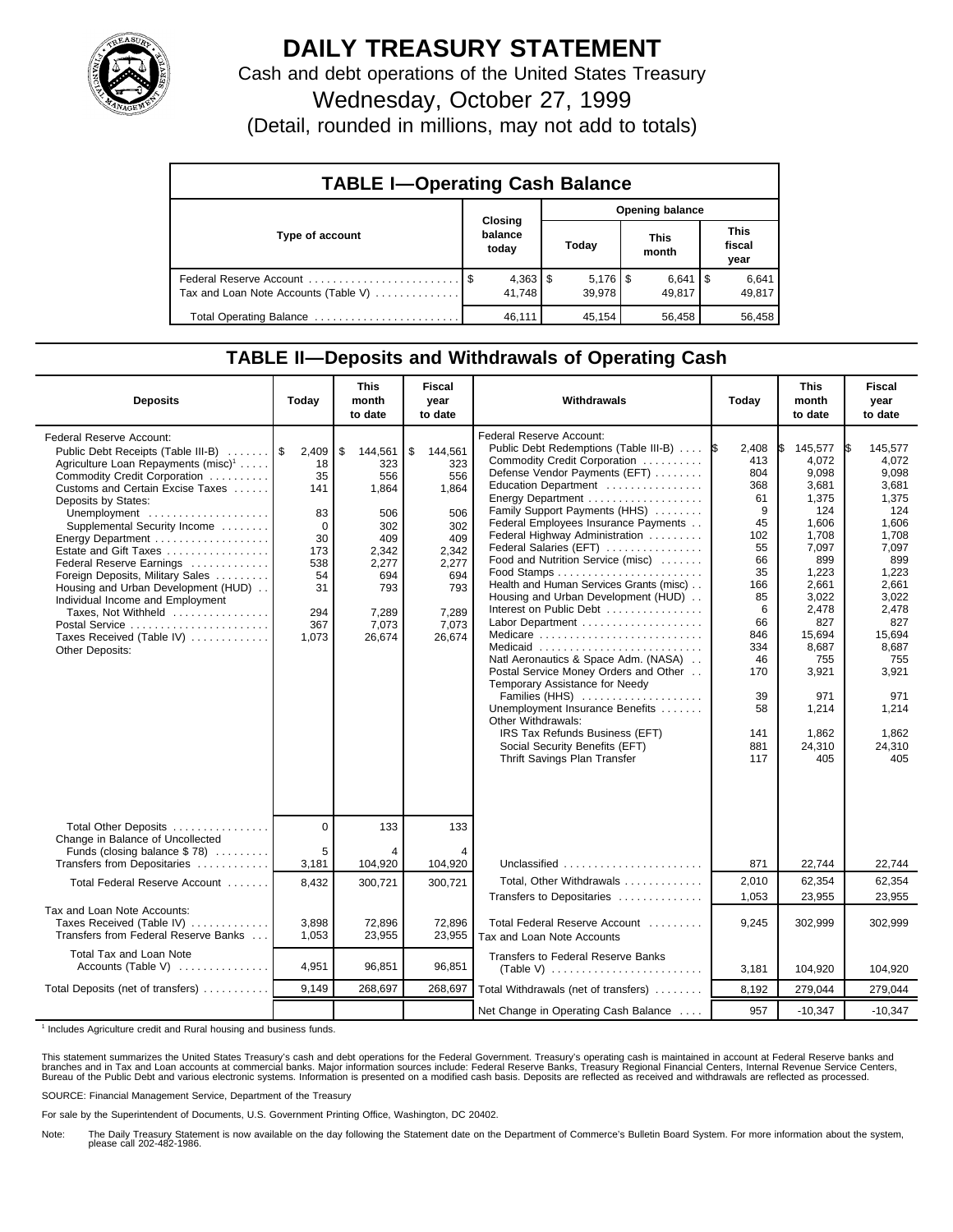# DAILY TREASURY STATEMENT

Cash and debt operations of the United States Treasury

Wednesday, October 27, 1999

(Detail, rounded in millions, may not add to totals)

## TABLE I—Operating Cash Balance

| Type of account | Closing balance today | Opening balance Today | Opening balance This month | Opening balance This fiscal year |
|---|---|---|---|---|
| Federal Reserve Account | $ 4,363 | $ 5,176 | $ 6,641 | $ 6,641 |
| Tax and Loan Note Accounts (Table V) | 41,748 | 39,978 | 49,817 | 49,817 |
| Total Operating Balance | 46,111 | 45,154 | 56,458 | 56,458 |

## TABLE II—Deposits and Withdrawals of Operating Cash

| Deposits | Today | This month to date | Fiscal year to date |
|---|---|---|---|
| Federal Reserve Account: | | | |
| Public Debt Receipts (Table III-B) | $ 2,409 | $ 144,561 | $ 144,561 |
| Agriculture Loan Repayments (misc)[1] | 18 | 323 | 323 |
| Commodity Credit Corporation | 35 | 556 | 556 |
| Customs and Certain Excise Taxes | 141 | 1,864 | 1,864 |
| Deposits by States: | | | |
| Unemployment | 83 | 506 | 506 |
| Supplemental Security Income | 0 | 302 | 302 |
| Energy Department | 30 | 409 | 409 |
| Estate and Gift Taxes | 173 | 2,342 | 2,342 |
| Federal Reserve Earnings | 538 | 2,277 | 2,277 |
| Foreign Deposits, Military Sales | 54 | 694 | 694 |
| Housing and Urban Development (HUD) | 31 | 793 | 793 |
| Individual Income and Employment Taxes, Not Withheld | 294 | 7,289 | 7,289 |
| Postal Service | 367 | 7,073 | 7,073 |
| Taxes Received (Table IV) | 1,073 | 26,674 | 26,674 |
| Other Deposits: | | | |
| Total Other Deposits | 0 | 133 | 133 |
| Change in Balance of Uncollected Funds (closing balance $ 78) | 5 | 4 | 4 |
| Transfers from Depositaries | 3,181 | 104,920 | 104,920 |
| Total Federal Reserve Account | 8,432 | 300,721 | 300,721 |
| Tax and Loan Note Accounts: | | | |
| Taxes Received (Table IV) | 3,898 | 72,896 | 72,896 |
| Transfers from Federal Reserve Banks | 1,053 | 23,955 | 23,955 |
| Total Tax and Loan Note Accounts (Table V) | 4,951 | 96,851 | 96,851 |
| Total Deposits (net of transfers) | 9,149 | 268,697 | 268,697 |

| Withdrawals | Today | This month to date | Fiscal year to date |
|---|---|---|---|
| Federal Reserve Account: | | | |
| Public Debt Redemptions (Table III-B) | $ 2,408 | $ 145,577 | $ 145,577 |
| Commodity Credit Corporation | 413 | 4,072 | 4,072 |
| Defense Vendor Payments (EFT) | 804 | 9,098 | 9,098 |
| Education Department | 368 | 3,681 | 3,681 |
| Energy Department | 61 | 1,375 | 1,375 |
| Family Support Payments (HHS) | 9 | 124 | 124 |
| Federal Employees Insurance Payments | 45 | 1,606 | 1,606 |
| Federal Highway Administration | 102 | 1,708 | 1,708 |
| Federal Salaries (EFT) | 55 | 7,097 | 7,097 |
| Food and Nutrition Service (misc) | 66 | 899 | 899 |
| Food Stamps | 35 | 1,223 | 1,223 |
| Health and Human Services Grants (misc) | 166 | 2,661 | 2,661 |
| Housing and Urban Development (HUD) | 85 | 3,022 | 3,022 |
| Interest on Public Debt | 6 | 2,478 | 2,478 |
| Labor Department | 66 | 827 | 827 |
| Medicare | 846 | 15,694 | 15,694 |
| Medicaid | 334 | 8,687 | 8,687 |
| Natl Aeronautics & Space Adm. (NASA) | 46 | 755 | 755 |
| Postal Service Money Orders and Other | 170 | 3,921 | 3,921 |
| Temporary Assistance for Needy Families (HHS) | 39 | 971 | 971 |
| Unemployment Insurance Benefits | 58 | 1,214 | 1,214 |
| Other Withdrawals: | | | |
| IRS Tax Refunds Business (EFT) | 141 | 1,862 | 1,862 |
| Social Security Benefits (EFT) | 881 | 24,310 | 24,310 |
| Thrift Savings Plan Transfer | 117 | 405 | 405 |
| Unclassified | 871 | 22,744 | 22,744 |
| Total, Other Withdrawals | 2,010 | 62,354 | 62,354 |
| Transfers to Depositaries | 1,053 | 23,955 | 23,955 |
| Total Federal Reserve Account | 9,245 | 302,999 | 302,999 |
| Tax and Loan Note Accounts | | | |
| Transfers to Federal Reserve Banks (Table V) | 3,181 | 104,920 | 104,920 |
| Total Withdrawals (net of transfers) | 8,192 | 279,044 | 279,044 |
| Net Change in Operating Cash Balance | 957 | -10,347 | -10,347 |

[1] Includes Agriculture credit and Rural housing and business funds.

This statement summarizes the United States Treasury's cash and debt operations for the Federal Government. Treasury's operating cash is maintained in account at Federal Reserve banks and branches and in Tax and Loan accounts at commercial banks. Major information sources include: Federal Reserve Banks, Treasury Regional Financial Centers, Internal Revenue Service Centers, Bureau of the Public Debt and various electronic systems. Information is presented on a modified cash basis. Deposits are reflected as received and withdrawals are reflected as processed.

SOURCE: Financial Management Service, Department of the Treasury

For sale by the Superintendent of Documents, U.S. Government Printing Office, Washington, DC 20402.

Note: The Daily Treasury Statement is now available on the day following the Statement date on the Department of Commerce's Bulletin Board System. For more information about the system, please call 202-482-1986.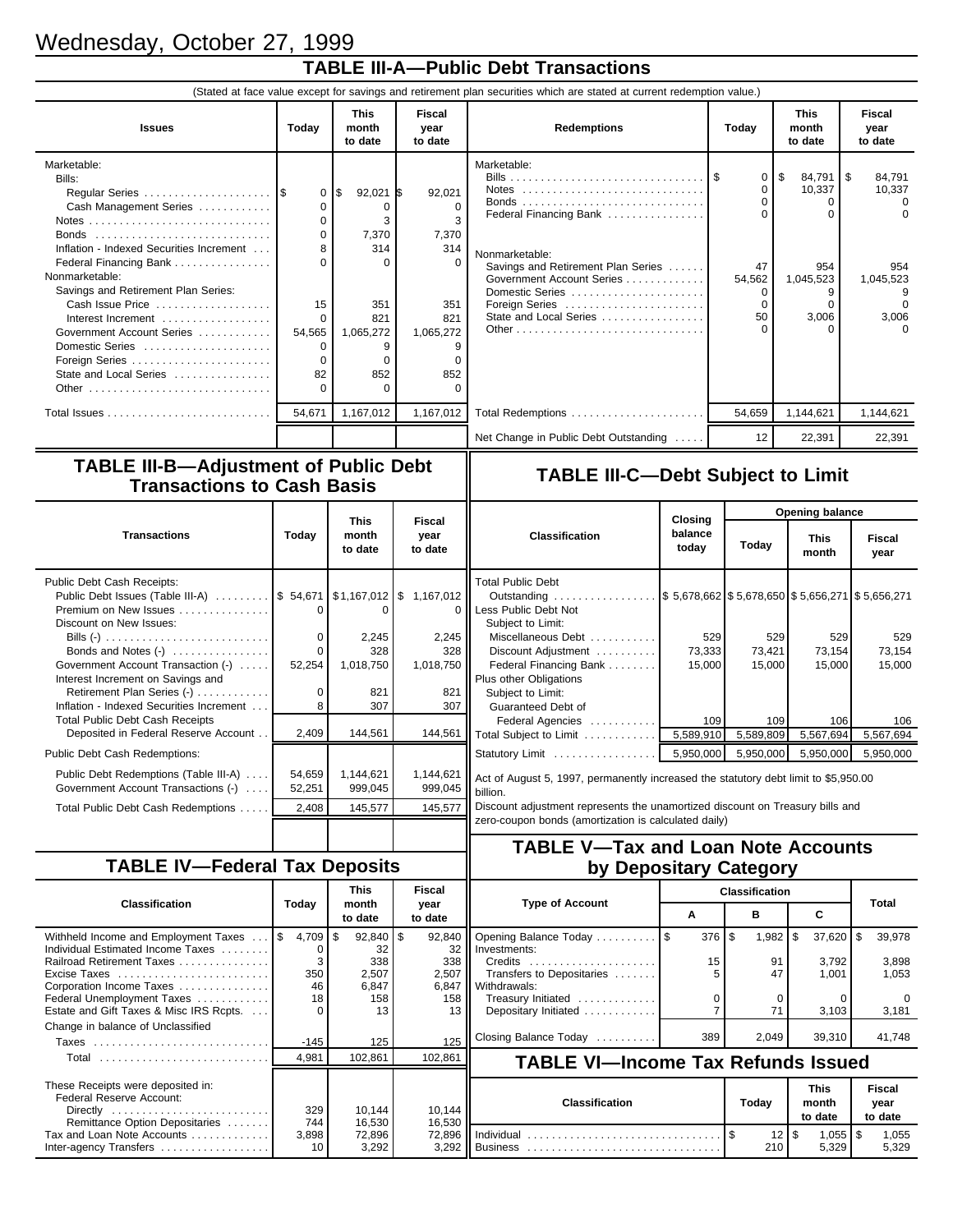Wednesday, October 27, 1999

## TABLE III-A—Public Debt Transactions

(Stated at face value except for savings and retirement plan securities which are stated at current redemption value.)

| Issues | Today | This month to date | Fiscal year to date |
|---|---|---|---|
| Marketable: | | | |
| Bills: | | | |
| Regular Series | $ 0 | $ 92,021 | $ 92,021 |
| Cash Management Series | 0 | 0 | 0 |
| Notes | 0 | 3 | 3 |
| Bonds | 0 | 7,370 | 7,370 |
| Inflation - Indexed Securities Increment | 8 | 314 | 314 |
| Federal Financing Bank | 0 | 0 | 0 |
| Nonmarketable: | | | |
| Savings and Retirement Plan Series: | | | |
| Cash Issue Price | 15 | 351 | 351 |
| Interest Increment | 0 | 821 | 821 |
| Government Account Series | 54,565 | 1,065,272 | 1,065,272 |
| Domestic Series | 0 | 9 | 9 |
| Foreign Series | 0 | 0 | 0 |
| State and Local Series | 82 | 852 | 852 |
| Other | 0 | 0 | 0 |
| Total Issues | 54,671 | 1,167,012 | 1,167,012 |

| Redemptions | Today | This month to date | Fiscal year to date |
|---|---|---|---|
| Marketable: | | | |
| Bills | $ 0 | $ 84,791 | $ 84,791 |
| Notes | 0 | 10,337 | 10,337 |
| Bonds | 0 | 0 | 0 |
| Federal Financing Bank | 0 | 0 | 0 |
| Nonmarketable: | | | |
| Savings and Retirement Plan Series | 47 | 954 | 954 |
| Government Account Series | 54,562 | 1,045,523 | 1,045,523 |
| Domestic Series | 0 | 9 | 9 |
| Foreign Series | 0 | 0 | 0 |
| State and Local Series | 50 | 3,006 | 3,006 |
| Other | 0 | 0 | 0 |
| Total Redemptions | 54,659 | 1,144,621 | 1,144,621 |
| Net Change in Public Debt Outstanding | 12 | 22,391 | 22,391 |

## TABLE III-B—Adjustment of Public Debt Transactions to Cash Basis

| Transactions | Today | This month to date | Fiscal year to date |
|---|---|---|---|
| Public Debt Cash Receipts: | | | |
| Public Debt Issues (Table III-A) | $ 54,671 | $1,167,012 | $ 1,167,012 |
| Premium on New Issues | 0 | 0 | 0 |
| Discount on New Issues: | | | |
| Bills (-) | 0 | 2,245 | 2,245 |
| Bonds and Notes (-) | 0 | 328 | 328 |
| Government Account Transaction (-) | 52,254 | 1,018,750 | 1,018,750 |
| Interest Increment on Savings and Retirement Plan Series (-) | 0 | 821 | 821 |
| Inflation - Indexed Securities Increment | 8 | 307 | 307 |
| Total Public Debt Cash Receipts Deposited in Federal Reserve Account | 2,409 | 144,561 | 144,561 |
| Public Debt Cash Redemptions: | | | |
| Public Debt Redemptions (Table III-A) | 54,659 | 1,144,621 | 1,144,621 |
| Government Account Transactions (-) | 52,251 | 999,045 | 999,045 |
| Total Public Debt Cash Redemptions | 2,408 | 145,577 | 145,577 |

## TABLE III-C—Debt Subject to Limit

| Classification | Closing balance today | Opening balance | | |
|---|---|---|---|---|
| | | Today | This month | Fiscal year |
| Total Public Debt Outstanding | $ 5,678,662 | $ 5,678,650 | $ 5,656,271 | $ 5,656,271 |
| Less Public Debt Not Subject to Limit: | | | | |
| Miscellaneous Debt | 529 | 529 | 529 | 529 |
| Discount Adjustment | 73,333 | 73,421 | 73,154 | 73,154 |
| Federal Financing Bank | 15,000 | 15,000 | 15,000 | 15,000 |
| Plus other Obligations Subject to Limit: | | | | |
| Guaranteed Debt of Federal Agencies | 109 | 109 | 106 | 106 |
| Total Subject to Limit | 5,589,910 | 5,589,809 | 5,567,694 | 5,567,694 |
| Statutory Limit | 5,950,000 | 5,950,000 | 5,950,000 | 5,950,000 |

Act of August 5, 1997, permanently increased the statutory debt limit to $5,950.00 billion.

Discount adjustment represents the unamortized discount on Treasury bills and zero-coupon bonds (amortization is calculated daily)

## TABLE IV—Federal Tax Deposits

| Classification | Today | This month to date | Fiscal year to date |
|---|---|---|---|
| Withheld Income and Employment Taxes | $ 4,709 | $ 92,840 | $ 92,840 |
| Individual Estimated Income Taxes | 0 | 32 | 32 |
| Railroad Retirement Taxes | 3 | 338 | 338 |
| Excise Taxes | 350 | 2,507 | 2,507 |
| Corporation Income Taxes | 46 | 6,847 | 6,847 |
| Federal Unemployment Taxes | 18 | 158 | 158 |
| Estate and Gift Taxes & Misc IRS Rcpts. | 0 | 13 | 13 |
| Change in balance of Unclassified Taxes | -145 | 125 | 125 |
| Total | 4,981 | 102,861 | 102,861 |
| These Receipts were deposited in: | | | |
| Federal Reserve Account: | | | |
| Directly | 329 | 10,144 | 10,144 |
| Remittance Option Depositaries | 744 | 16,530 | 16,530 |
| Tax and Loan Note Accounts | 3,898 | 72,896 | 72,896 |
| Inter-agency Transfers | 10 | 3,292 | 3,292 |

## TABLE V—Tax and Loan Note Accounts by Depositary Category

| Type of Account | Classification | | | Total |
|---|---|---|---|---|
| | A | B | C | |
| Opening Balance Today | $ 376 | $ 1,982 | $ 37,620 | $ 39,978 |
| Investments: | | | | |
| Credits | 15 | 91 | 3,792 | 3,898 |
| Transfers to Depositaries | 5 | 47 | 1,001 | 1,053 |
| Withdrawals: | | | | |
| Treasury Initiated | 0 | 0 | 0 | 0 |
| Depositary Initiated | 7 | 71 | 3,103 | 3,181 |
| Closing Balance Today | 389 | 2,049 | 39,310 | 41,748 |

## TABLE VI—Income Tax Refunds Issued

| Classification | Today | This month to date | Fiscal year to date |
|---|---|---|---|
| Individual | $ 12 | $ 1,055 | $ 1,055 |
| Business | 210 | 5,329 | 5,329 |